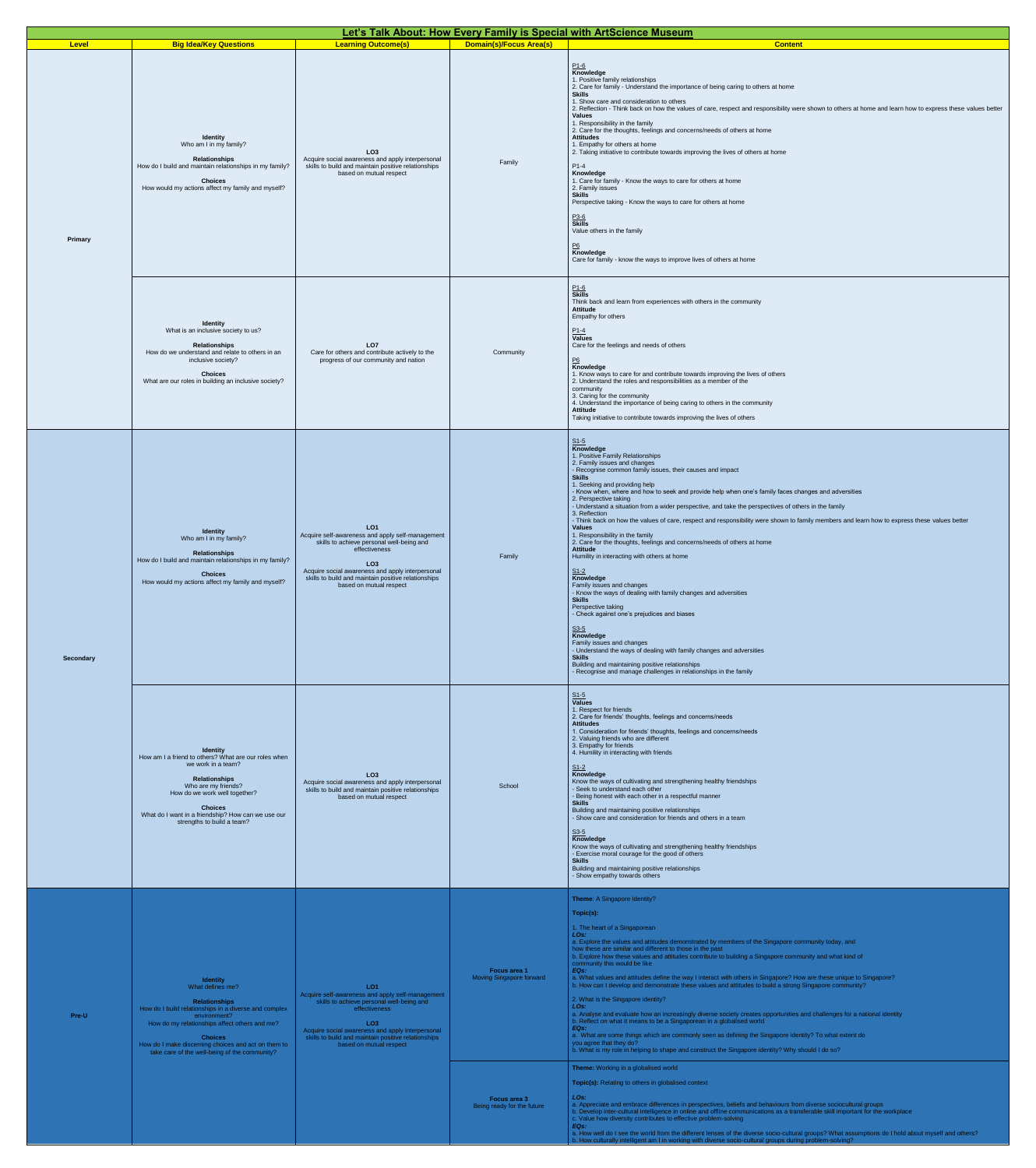# Let's Talk About: How Every Family is Special with ArtScience Museum

| Level | Big Idea/Key Questions | Learning Outcome(s) | Domain(s)/Focus Area(s) | Content |
|---|---|---|---|---|
| Primary | **Identity**<br>Who am I in my family?<br><br>**Relationships**<br>How do I build and maintain relationships in my family?<br><br>**Choices**<br>How would my actions affect my family and myself? | **LO3**<br>Acquire social awareness and apply interpersonal skills to build and maintain positive relationships based on mutual respect | Family | P1-6<br>**Knowledge**<br>1. Positive family relationships<br>2. Care for family - Understand the importance of being caring to others at home<br>**Skills**<br>1. Show care and consideration to others<br>2. Reflection - Think back on how the values of care, respect and responsibility were shown to others at home and learn how to express these values better<br>**Values**<br>1. Responsibility in the family<br>2. Care for the thoughts, feelings and concerns/needs of others at home<br>**Attitudes**<br>1. Empathy for others at home<br>2. Taking initiative to contribute towards improving the lives of others at home<br><br>P1-4<br>**Knowledge**<br>1. Care for family - Know the ways to care for others at home<br>2. Family issues<br>**Skills**<br>Perspective taking - Know the ways to care for others at home<br><br>P3-6<br>**Skills**<br>Value others in the family<br><br>P6<br>**Knowledge**<br>Care for family - know the ways to improve lives of others at home |
| | **Identity**<br>What is an inclusive society to us?<br><br>**Relationships**<br>How do we understand and relate to others in an inclusive society?<br><br>**Choices**<br>What are our roles in building an inclusive society? | **LO7**<br>Care for others and contribute actively to the progress of our community and nation | Community | P1-6<br>**Skills**<br>Think back and learn from experiences with others in the community<br>**Attitude**<br>Empathy for others<br><br>P1-4<br>**Values**<br>Care for the feelings and needs of others<br><br>P6<br>**Knowledge**<br>1. Know ways to care for and contribute towards improving the lives of others<br>2. Understand the roles and responsibilities as a member of the community<br>3. Caring for the community<br>4. Understand the importance of being caring to others in the community<br>**Attitude**<br>Taking initiative to contribute towards improving the lives of others |
| Secondary | **Identity**<br>Who am I in my family?<br><br>**Relationships**<br>How do I build and maintain relationships in my family?<br><br>**Choices**<br>How would my actions affect my family and myself? | **LO1**<br>Acquire self-awareness and apply self-management skills to achieve personal well-being and effectiveness<br><br>**LO3**<br>Acquire social awareness and apply interpersonal skills to build and maintain positive relationships based on mutual respect | Family | S1-5<br>**Knowledge**<br>1. Positive Family Relationships<br>2. Family issues and changes<br>- Recognise common family issues, their causes and impact<br>**Skills**<br>1. Seeking and providing help<br>- Know when, where and how to seek and provide help when one's family faces changes and adversities<br>2. Perspective taking<br>- Understand a situation from a wider perspective, and take the perspectives of others in the family<br>3. Reflection<br>- Think back on how the values of care, respect and responsibility were shown to family members and learn how to express these values better<br>**Values**<br>1. Responsibility in the family<br>2. Care for the thoughts, feelings and concerns/needs of others at home<br>**Attitude**<br>Humility in interacting with others at home<br><br>S1-2<br>**Knowledge**<br>Family issues and changes<br>- Know the ways of dealing with family changes and adversities<br>**Skills**<br>Perspective taking<br>- Check against one's prejudices and biases<br><br>S3-5<br>**Knowledge**<br>Family issues and changes<br>- Understand the ways of dealing with family changes and adversities<br>**Skills**<br>Building and maintaining positive relationships<br>- Recognise and manage challenges in relationships in the family |
| | **Identity**<br>How am I a friend to others? What are our roles when we work in a team?<br><br>**Relationships**<br>Who are my friends?<br>How do we work well together?<br><br>**Choices**<br>What do I want in a friendship? How can we use our strengths to build a team? | **LO3**<br>Acquire social awareness and apply interpersonal skills to build and maintain positive relationships based on mutual respect | School | S1-5<br>**Values**<br>1. Respect for friends<br>2. Care for friends' thoughts, feelings and concerns/needs<br>**Attitudes**<br>1. Consideration for friends' thoughts, feelings and concerns/needs<br>2. Valuing friends who are different<br>3. Empathy for friends<br>4. Humility in interacting with friends<br><br>S1-2<br>**Knowledge**<br>Know the ways of cultivating and strengthening healthy friendships<br>- Seek to understand each other<br>- Being honest with each other in a respectful manner<br>**Skills**<br>Building and maintaining positive relationships<br>- Show care and consideration for friends and others in a team<br><br>S3-5<br>**Knowledge**<br>Know the ways of cultivating and strengthening healthy friendships<br>- Exercise moral courage for the good of others<br>**Skills**<br>Building and maintaining positive relationships<br>- Show empathy towards others |
| Pre-U | **Identity**<br>What defines me?<br><br>**Relationships**<br>How do I build relationships in a diverse and complex environment?<br>How do my relationships affect others and me?<br><br>**Choices**<br>How do I make discerning choices and act on them to take care of the well-being of the community? | **LO1**<br>Acquire self-awareness and apply self-management skills to achieve personal well-being and effectiveness<br><br>**LO3**<br>Acquire social awareness and apply interpersonal skills to build and maintain positive relationships based on mutual respect | **Focus area 1**<br>Moving Singapore forward | **Theme**: A Singapore Identity?<br><br>**Topic(s):**<br><br>1. The heart of a Singaporean<br>***LOs:***<br>a. Explore the values and attitudes demonstrated by members of the Singapore community today, and how these are similar and different to those in the past<br>b. Explore how these values and attitudes contribute to building a Singapore community and what kind of community this would be like<br>***EQs:***<br>a. What values and attitudes define the way I interact with others in Singapore? How are these unique to Singapore?<br>b. How can I develop and demonstrate these values and attitudes to build a strong Singapore community?<br><br>2. What is the Singapore identity?<br>***LOs:***<br>a. Analyse and evaluate how an increasingly diverse society creates opportunities and challenges for a national identity<br>b. Reflect on what it means to be a Singaporean in a globalised world<br>***EQs:***<br>a. What are some things which are commonly seen as defining the Singapore identity? To what extent do you agree that they do?<br>b. What is my role in helping to shape and construct the Singapore identity? Why should I do so? |
| | | | **Focus area 3**<br>Being ready for the future | **Theme:** Working in a globalised world<br><br>**Topic(s):** Relating to others in globalised context<br><br>***LOs:***<br>a. Appreciate and embrace differences in perspectives, beliefs and behaviours from diverse sociocultural groups<br>b. Develop inter-cultural intelligence in online and offline communications as a transferable skill important for the workplace<br>c. Value how diversity contributes to effective problem-solving<br>***EQs:***<br>a. How well do I see the world from the different lenses of the diverse socio-cultural groups? What assumptions do I hold about myself and others?<br>b. How culturally intelligent am I in working with diverse socio-cultural groups during problem-solving? |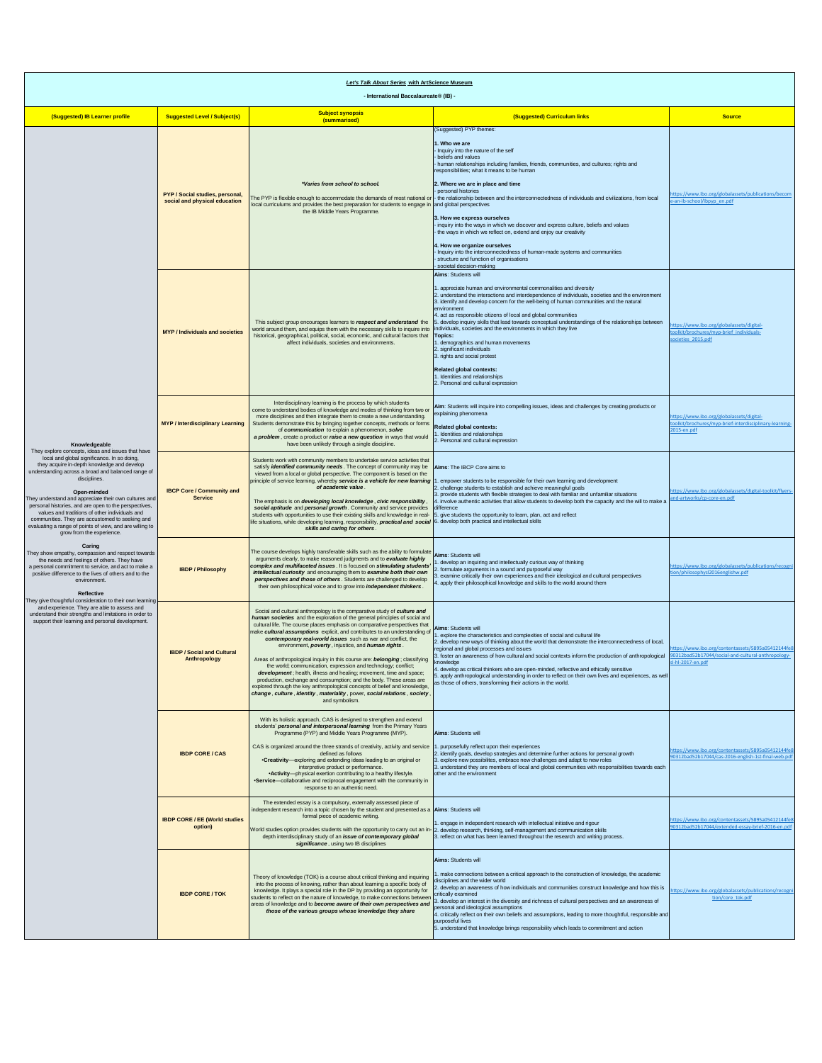***Let's Talk About Series* with ArtScience Museum**

**- International Baccalaureate® (IB) -**

| (Suggested) IB Learner profile | Suggested Level / Subject(s) | Subject synopsis (summarised) | (Suggested) Curriculum links | Source |
|---|---|---|---|---|
| **Knowledgeable**<br>They explore concepts, ideas and issues that have local and global significance. In so doing, they acquire in-depth knowledge and develop understanding across a broad and balanced range of disciplines.<br><br>**Open-minded**<br>They understand and appreciate their own cultures and personal histories, and are open to the perspectives, values and traditions of other individuals and communities. They are accustomed to seeking and evaluating a range of points of view, and are willing to grow from the experience.<br><br>**Caring**<br>They show empathy, compassion and respect towards the needs and feelings of others. They have a personal commitment to service, and act to make a positive difference to the lives of others and to the environment.<br><br>**Reflective**<br>They give thoughtful consideration to their own learning and experience. They are able to assess and understand their strengths and limitations in order to support their learning and personal development. | **PYP / Social studies, personal, social and physical education** | ***Varies from school to school.***<br><br>The PYP is flexible enough to accommodate the demands of most national or local curriculums and provides the best preparation for students to engage in the IB Middle Years Programme. | (Suggested) PYP themes:<br><br>**1. Who we are**<br>- Inquiry into the nature of the self<br>- beliefs and values<br>- human relationships including families, friends, communities, and cultures; rights and responsibilities; what it means to be human<br><br>**2. Where we are in place and time**<br>- personal histories<br>- the relationship between and the interconnectedness of individuals and civilizations, from local and global perspectives<br><br>**3. How we express ourselves**<br>- inquiry into the ways in which we discover and express culture, beliefs and values<br>- the ways in which we reflect on, extend and enjoy our creativity<br><br>**4. How we organize ourselves**<br>- Inquiry into the interconnectedness of human-made systems and communities<br>- structure and function of organisations<br>- societal decision-making | https://www.ibo.org/globalassets/publications/become-an-ib-school/ibpyp_en.pdf |
| | **MYP / Individuals and societies** | This subject group encourages learners to ***respect and understand*** the world around them, and equips them with the necessary skills to inquire into historical, geographical, political, social, economic, and cultural factors that affect individuals, societies and environments. | **Aims**: Students will<br><br>1. appreciate human and environmental commonalities and diversity<br>2. understand the interactions and interdependence of individuals, societies and the environment<br>3. identify and develop concern for the well-being of human communities and the natural environment<br>4. act as responsible citizens of local and global communities<br>5. develop inquiry skills that lead towards conceptual understandings of the relationships between individuals, societies and the environments in which they live<br>**Topics:**<br>1. demographics and human movements<br>2. significant individuals<br>3. rights and social protest<br><br>**Related global contexts:**<br>1. Identities and relationships<br>2. Personal and cultural expression | https://www.ibo.org/globalassets/digital-toolkit/brochures/myp-brief_individuals-societies_2015.pdf |
| | **MYP / Interdisciplinary Learning** | Interdisciplinary learning is the process by which students come to understand bodies of knowledge and modes of thinking from two or more disciplines and then integrate them to create a new understanding. Students demonstrate this by bringing together concepts, methods or forms of ***communication*** to explain a phenomenon, ***solve a problem***, create a product or ***raise a new question*** in ways that would have been unlikely through a single discipline. | **Aim**: Students will inquire into compelling issues, ideas and challenges by creating products or explaining phenomena<br><br>**Related global contexts:**<br>1. Identities and relationships<br>2. Personal and cultural expression | https://www.ibo.org/globalassets/digital-toolkit/brochures/myp-brief-interdisciplinary-learning-2015-en.pdf |
| | **IBCP Core / Community and Service** | Students work with community members to undertake service activities that satisfy ***identified community needs***. The concept of community may be viewed from a local or global perspective. The component is based on the principle of service learning, whereby ***service is a vehicle for new learning of academic value***.<br><br>The emphasis is on ***developing local knowledge***, ***civic responsibility***, ***social aptitude*** and ***personal growth***. Community and service provides students with opportunities to use their existing skills and knowledge in real-life situations, while developing learning, responsibility, ***practical and social skills and caring for others***. | **Aims**: The IBCP Core aims to<br><br>1. empower students to be responsible for their own learning and development<br>2. challenge students to establish and achieve meaningful goals<br>3. provide students with flexible strategies to deal with familiar and unfamiliar situations<br>4. involve authentic activities that allow students to develop both the capacity and the will to make a difference<br>5. give students the opportunity to learn, plan, act and reflect<br>6. develop both practical and intellectual skills | https://www.ibo.org/globalassets/digital-toolkit/flyers-and-artworks/cp-core-en.pdf |
| | **IBDP / Philosophy** | The course develops highly transferable skills such as the ability to formulate arguments clearly, to make reasoned judgments and to ***evaluate highly complex and multifaceted issues***. It is focused on ***stimulating students' intellectual curiosity*** and encouraging them to ***examine both their own perspectives and those of others***. Students are challenged to develop their own philosophical voice and to grow into ***independent thinkers***. | **Aims**: Students will<br>1. develop an inquiring and intellectually curious way of thinking<br>2. formulate arguments in a sound and purposeful way<br>3. examine critically their own experiences and their ideological and cultural perspectives<br>4. apply their philosophical knowledge and skills to the world around them | https://www.ibo.org/globalassets/publications/recognition/philosophysl2016englishw.pdf |
| | **IBDP / Social and Cultural Anthropology** | Social and cultural anthropology is the comparative study of ***culture and human societies*** and the exploration of the general principles of social and cultural life. The course places emphasis on comparative perspectives that make ***cultural assumptions*** explicit, and contributes to an understanding of ***contemporary real-world issues*** such as war and conflict, the environment, ***poverty***, injustice, and ***human rights***.<br><br>Areas of anthropological inquiry in this course are: ***belonging***; classifying the world; communication, expression and technology; conflict; ***development***; health, illness and healing; movement, time and space; production, exchange and consumption; and the body. These areas are explored through the key anthropological concepts of belief and knowledge, ***change***, ***culture***, ***identity***, ***materiality***, power, ***social relations***, ***society***, and symbolism. | **Aims**: Students will<br>1. explore the characteristics and complexities of social and cultural life<br>2. develop new ways of thinking about the world that demonstrate the interconnectedness of local, regional and global processes and issues<br>3. foster an awareness of how cultural and social contexts inform the production of anthropological knowledge<br>4. develop as critical thinkers who are open-minded, reflective and ethically sensitive<br>5. apply anthropological understanding in order to reflect on their own lives and experiences, as well as those of others, transforming their actions in the world. | https://www.ibo.org/contentassets/5895a05412144fe890312bad52b17044/social-and-cultural-anthropology-sl-hl-2017-en.pdf |
| | **IBDP CORE / CAS** | With its holistic approach, CAS is designed to strengthen and extend students' ***personal and interpersonal learning*** from the Primary Years Programme (PYP) and Middle Years Programme (MYP).<br><br>CAS is organized around the three strands of creativity, activity and service defined as follows<br>•**Creativity**—exploring and extending ideas leading to an original or interpretive product or performance.<br>•**Activity**—physical exertion contributing to a healthy lifestyle.<br>•**Service**—collaborative and reciprocal engagement with the community in response to an authentic need. | **Aims**: Students will<br><br>1. purposefully reflect upon their experiences<br>2. identify goals, develop strategies and determine further actions for personal growth<br>3. explore new possibilities, embrace new challenges and adapt to new roles<br>3. understand they are members of local and global communities with responsibilities towards each other and the environment | https://www.ibo.org/contentassets/5895a05412144fe890312bad52b17044/cas-2016-english-1st-final-web.pdf |
| | **IBDP CORE / EE (World studies option)** | The extended essay is a compulsory, externally assessed piece of independent research into a topic chosen by the student and presented as a formal piece of academic writing.<br><br>World studies option provides students with the opportunity to carry out an in-depth interdisciplinary study of an ***issue of contemporary global significance***, using two IB disciplines | **Aims**: Students will<br><br>1. engage in independent research with intellectual initiative and rigour<br>2. develop research, thinking, self-management and communication skills<br>3. reflect on what has been learned throughout the research and writing process. | https://www.ibo.org/contentassets/5895a05412144fe890312bad52b17044/extended-essay-brief-2016-en.pdf |
| | **IBDP CORE / TOK** | Theory of knowledge (TOK) is a course about critical thinking and inquiring into the process of knowing, rather than about learning a specific body of knowledge. It plays a special role in the DP by providing an opportunity for students to reflect on the nature of knowledge, to make connections between areas of knowledge and to ***become aware of their own perspectives and those of the various groups whose knowledge they share*** | **Aims:** Students will<br><br>1. make connections between a critical approach to the construction of knowledge, the academic disciplines and the wider world<br>2. develop an awareness of how individuals and communities construct knowledge and how this is critically examined<br>3. develop an interest in the diversity and richness of cultural perspectives and an awareness of personal and ideological assumptions<br>4. critically reflect on their own beliefs and assumptions, leading to more thoughtful, responsible and purposeful lives<br>5. understand that knowledge brings responsibility which leads to commitment and action | https://www.ibo.org/globalassets/publications/recognition/core_tok.pdf |